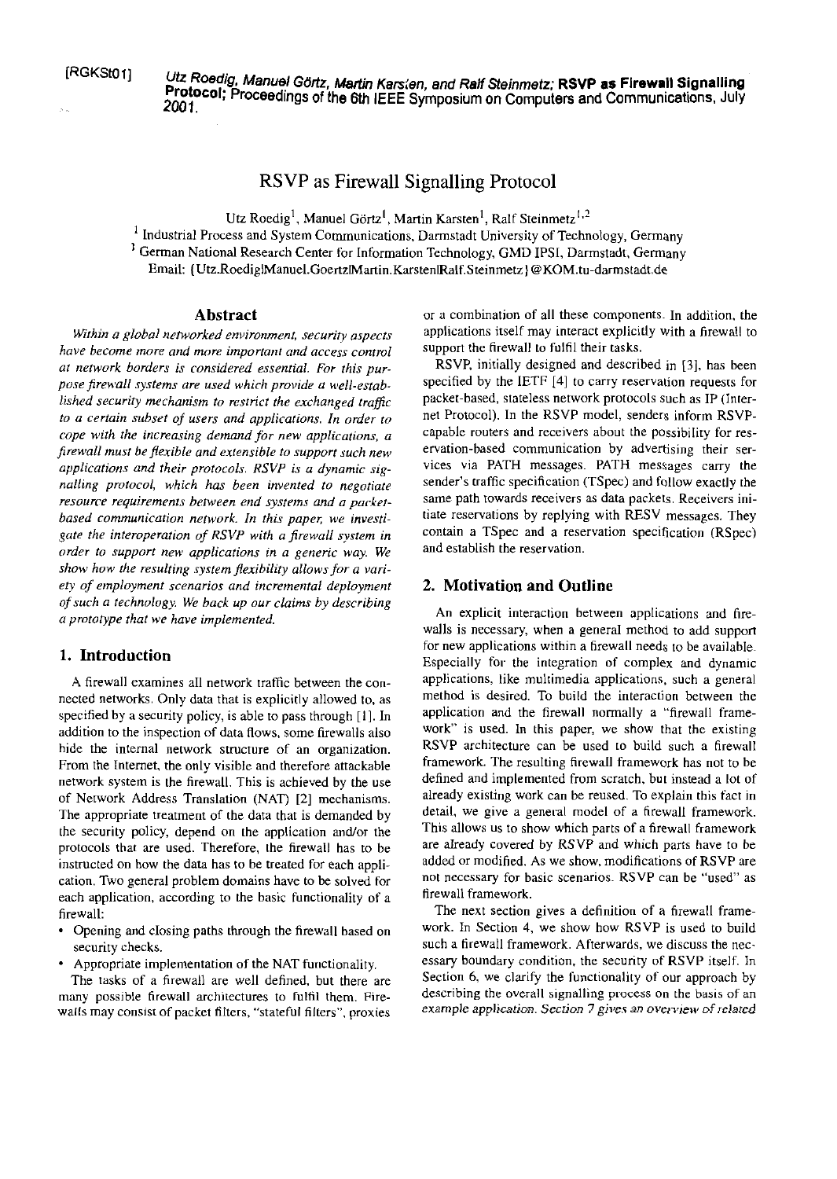[RGKSt01] Utz Roedig, Manuel Görtz, Martin Karsten, and Ralf Steinmetz; **RSVP as Firewall Signalling Protocol**; Proceedings of the 6th IEEE Symposium on Computers and Communications, July 2001.

# RSVP as Firewall Signalling Protocol

Utz Roedig[1], Manuel Görtz[1], Martin Karsten[1], Ralf Steinmetz[1,2]

[1] Industrial Process and System Communications, Darmstadt University of Technology, Germany

[2] German National Research Center for Information Technology, GMD IPSI, Darmstadt, Germany

Email: {Utz.Roedig|Manuel.Goertz|Martin.Karsten|Ralf.Steinmetz}@KOM.tu-darmstadt.de

## Abstract

*Within a global networked environment, security aspects have become more and more important and access control at network borders is considered essential. For this purpose firewall systems are used which provide a well-established security mechanism to restrict the exchanged traffic to a certain subset of users and applications. In order to cope with the increasing demand for new applications, a firewall must be flexible and extensible to support such new applications and their protocols. RSVP is a dynamic signalling protocol, which has been invented to negotiate resource requirements between end systems and a packet-based communication network. In this paper, we investigate the interoperation of RSVP with a firewall system in order to support new applications in a generic way. We show how the resulting system flexibility allows for a variety of employment scenarios and incremental deployment of such a technology. We back up our claims by describing a prototype that we have implemented.*

## 1. Introduction

A firewall examines all network traffic between the connected networks. Only data that is explicitly allowed to, as specified by a security policy, is able to pass through [1]. In addition to the inspection of data flows, some firewalls also hide the internal network structure of an organization. From the Internet, the only visible and therefore attackable network system is the firewall. This is achieved by the use of Network Address Translation (NAT) [2] mechanisms. The appropriate treatment of the data that is demanded by the security policy, depend on the application and/or the protocols that are used. Therefore, the firewall has to be instructed on how the data has to be treated for each application. Two general problem domains have to be solved for each application, according to the basic functionality of a firewall:

- Opening and closing paths through the firewall based on security checks.
- Appropriate implementation of the NAT functionality.

The tasks of a firewall are well defined, but there are many possible firewall architectures to fulfil them. Firewalls may consist of packet filters, "stateful filters", proxies or a combination of all these components. In addition, the applications itself may interact explicitly with a firewall to support the firewall to fulfil their tasks.

RSVP, initially designed and described in [3], has been specified by the IETF [4] to carry reservation requests for packet-based, stateless network protocols such as IP (Internet Protocol). In the RSVP model, senders inform RSVP-capable routers and receivers about the possibility for reservation-based communication by advertising their services via PATH messages. PATH messages carry the sender's traffic specification (TSpec) and follow exactly the same path towards receivers as data packets. Receivers initiate reservations by replying with RESV messages. They contain a TSpec and a reservation specification (RSpec) and establish the reservation.

## 2. Motivation and Outline

An explicit interaction between applications and firewalls is necessary, when a general method to add support for new applications within a firewall needs to be available. Especially for the integration of complex and dynamic applications, like multimedia applications, such a general method is desired. To build the interaction between the application and the firewall normally a "firewall framework" is used. In this paper, we show that the existing RSVP architecture can be used to build such a firewall framework. The resulting firewall framework has not to be defined and implemented from scratch, but instead a lot of already existing work can be reused. To explain this fact in detail, we give a general model of a firewall framework. This allows us to show which parts of a firewall framework are already covered by RSVP and which parts have to be added or modified. As we show, modifications of RSVP are not necessary for basic scenarios. RSVP can be "used" as firewall framework.

The next section gives a definition of a firewall framework. In Section 4, we show how RSVP is used to build such a firewall framework. Afterwards, we discuss the necessary boundary condition, the security of RSVP itself. In Section 6, we clarify the functionality of our approach by describing the overall signalling process on the basis of an example application. Section 7 gives an overview of related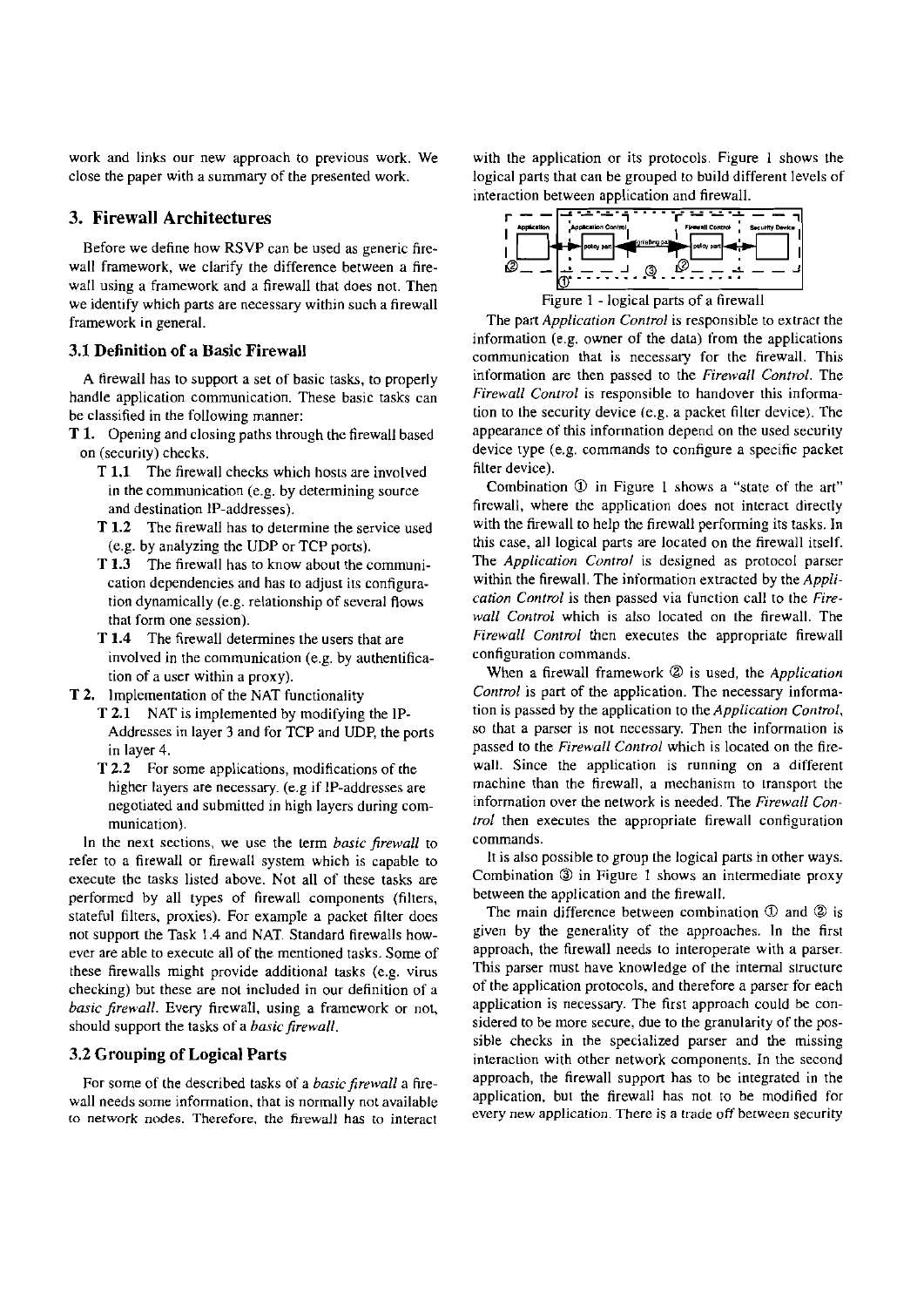work and links our new approach to previous work. We close the paper with a summary of the presented work.

## 3. Firewall Architectures

Before we define how RSVP can be used as generic firewall framework, we clarify the difference between a firewall using a framework and a firewall that does not. Then we identify which parts are necessary within such a firewall framework in general.

### 3.1 Definition of a Basic Firewall

A firewall has to support a set of basic tasks, to properly handle application communication. These basic tasks can be classified in the following manner:

- **T 1.** Opening and closing paths through the firewall based on (security) checks.
  - **T 1.1** The firewall checks which hosts are involved in the communication (e.g. by determining source and destination IP-addresses).
  - **T 1.2** The firewall has to determine the service used (e.g. by analyzing the UDP or TCP ports).
  - **T 1.3** The firewall has to know about the communication dependencies and has to adjust its configuration dynamically (e.g. relationship of several flows that form one session).
  - **T 1.4** The firewall determines the users that are involved in the communication (e.g. by authentification of a user within a proxy).
- **T 2.** Implementation of the NAT functionality
  - **T 2.1** NAT is implemented by modifying the IP-Addresses in layer 3 and for TCP and UDP, the ports in layer 4.
  - **T 2.2** For some applications, modifications of the higher layers are necessary. (e.g if IP-addresses are negotiated and submitted in high layers during communication).

In the next sections, we use the term *basic firewall* to refer to a firewall or firewall system which is capable to execute the tasks listed above. Not all of these tasks are performed by all types of firewall components (filters, stateful filters, proxies). For example a packet filter does not support the Task 1.4 and NAT. Standard firewalls however are able to execute all of the mentioned tasks. Some of these firewalls might provide additional tasks (e.g. virus checking) but these are not included in our definition of a *basic firewall*. Every firewall, using a framework or not, should support the tasks of a *basic firewall*.

### 3.2 Grouping of Logical Parts

For some of the described tasks of a *basic firewall* a firewall needs some information, that is normally not available to network nodes. Therefore, the firewall has to interact with the application or its protocols. Figure 1 shows the logical parts that can be grouped to build different levels of interaction between application and firewall.

Figure 1 - logical parts of a firewall

The part *Application Control* is responsible to extract the information (e.g. owner of the data) from the applications communication that is necessary for the firewall. This information are then passed to the *Firewall Control*. The *Firewall Control* is responsible to handover this information to the security device (e.g. a packet filter device). The appearance of this information depend on the used security device type (e.g. commands to configure a specific packet filter device).

Combination ① in Figure 1 shows a "state of the art" firewall, where the application does not interact directly with the firewall to help the firewall performing its tasks. In this case, all logical parts are located on the firewall itself. The *Application Control* is designed as protocol parser within the firewall. The information extracted by the *Application Control* is then passed via function call to the *Firewall Control* which is also located on the firewall. The *Firewall Control* then executes the appropriate firewall configuration commands.

When a firewall framework ② is used, the *Application Control* is part of the application. The necessary information is passed by the application to the *Application Control*, so that a parser is not necessary. Then the information is passed to the *Firewall Control* which is located on the firewall. Since the application is running on a different machine than the firewall, a mechanism to transport the information over the network is needed. The *Firewall Control* then executes the appropriate firewall configuration commands.

It is also possible to group the logical parts in other ways. Combination ③ in Figure 1 shows an intermediate proxy between the application and the firewall.

The main difference between combination ① and ② is given by the generality of the approaches. In the first approach, the firewall needs to interoperate with a parser. This parser must have knowledge of the internal structure of the application protocols, and therefore a parser for each application is necessary. The first approach could be considered to be more secure, due to the granularity of the possible checks in the specialized parser and the missing interaction with other network components. In the second approach, the firewall support has to be integrated in the application, but the firewall has not to be modified for every new application. There is a trade off between security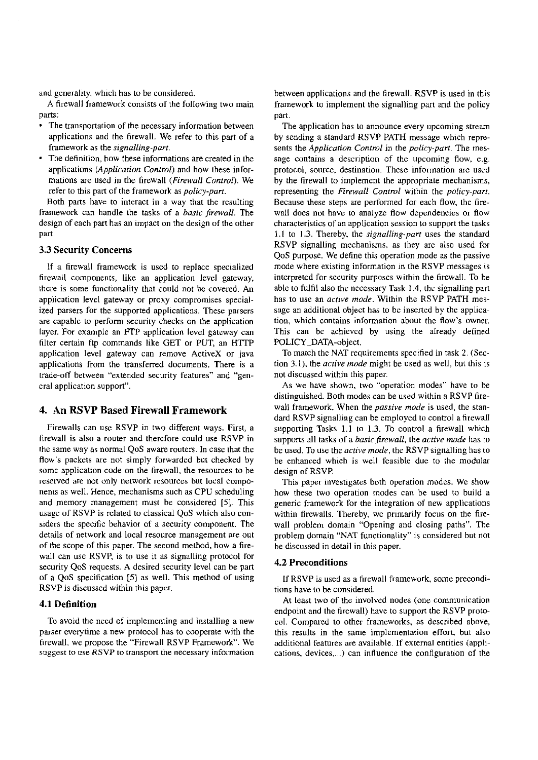and generality, which has to be considered.

A firewall framework consists of the following two main parts:

- The transportation of the necessary information between applications and the firewall. We refer to this part of a framework as the *signalling-part*.
- The definition, how these informations are created in the applications (*Application Control*) and how these informations are used in the firewall (*Firewall Control*). We refer to this part of the framework as *policy-part*.

Both parts have to interact in a way that the resulting framework can handle the tasks of a *basic firewall*. The design of each part has an impact on the design of the other part.

### 3.3 Security Concerns

If a firewall framework is used to replace specialized firewall components, like an application level gateway, there is some functionality that could not be covered. An application level gateway or proxy compromises specialized parsers for the supported applications. These parsers are capable to perform security checks on the application layer. For example an FTP application level gateway can filter certain ftp commands like GET or PUT, an HTTP application level gateway can remove ActiveX or java applications from the transferred documents. There is a trade-off between "extended security features" and "general application support".

## 4. An RSVP Based Firewall Framework

Firewalls can use RSVP in two different ways. First, a firewall is also a router and therefore could use RSVP in the same way as normal QoS aware routers. In case that the flow's packets are not simply forwarded but checked by some application code on the firewall, the resources to be reserved are not only network resources but local components as well. Hence, mechanisms such as CPU scheduling and memory management must be considered [5]. This usage of RSVP is related to classical QoS which also considers the specific behavior of a security component. The details of network and local resource management are out of the scope of this paper. The second method, how a firewall can use RSVP, is to use it as signalling protocol for security QoS requests. A desired security level can be part of a QoS specification [5] as well. This method of using RSVP is discussed within this paper.

### 4.1 Definition

To avoid the need of implementing and installing a new parser everytime a new protocol has to cooperate with the firewall, we propose the "Firewall RSVP Framework". We suggest to use RSVP to transport the necessary information between applications and the firewall. RSVP is used in this framework to implement the signalling part and the policy part.

The application has to announce every upcoming stream by sending a standard RSVP PATH message which represents the *Application Control* in the *policy-part*. The message contains a description of the upcoming flow, e.g. protocol, source, destination. These information are used by the firewall to implement the appropriate mechanisms, representing the *Firewall Control* within the *policy-part*. Because these steps are performed for each flow, the firewall does not have to analyze flow dependencies or flow characteristics of an application session to support the tasks 1.1 to 1.3. Thereby, the *signalling-part* uses the standard RSVP signalling mechanisms, as they are also used for QoS purpose. We define this operation mode as the passive mode where existing information in the RSVP messages is interpreted for security purposes within the firewall. To be able to fulfil also the necessary Task 1.4, the signalling part has to use an *active mode*. Within the RSVP PATH message an additional object has to be inserted by the application, which contains information about the flow's owner. This can be achieved by using the already defined POLICY_DATA-object.

To match the NAT requirements specified in task 2. (Section 3.1), the *active mode* might be used as well, but this is not discussed within this paper.

As we have shown, two "operation modes" have to be distinguished. Both modes can be used within a RSVP firewall framework. When the *passive mode* is used, the standard RSVP signalling can be employed to control a firewall supporting Tasks 1.1 to 1.3. To control a firewall which supports all tasks of a *basic firewall*, the *active mode* has to be used. To use the *active mode*, the RSVP signalling has to be enhanced which is well feasible due to the modular design of RSVP.

This paper investigates both operation modes. We show how these two operation modes can be used to build a generic framework for the integration of new applications within firewalls. Thereby, we primarily focus on the firewall problem domain "Opening and closing paths". The problem domain "NAT functionality" is considered but not be discussed in detail in this paper.

### 4.2 Preconditions

If RSVP is used as a firewall framework, some preconditions have to be considered.

At least two of the involved nodes (one communication endpoint and the firewall) have to support the RSVP protocol. Compared to other frameworks, as described above, this results in the same implementation effort, but also additional features are available. If external entities (applications, devices,...) can influence the configuration of the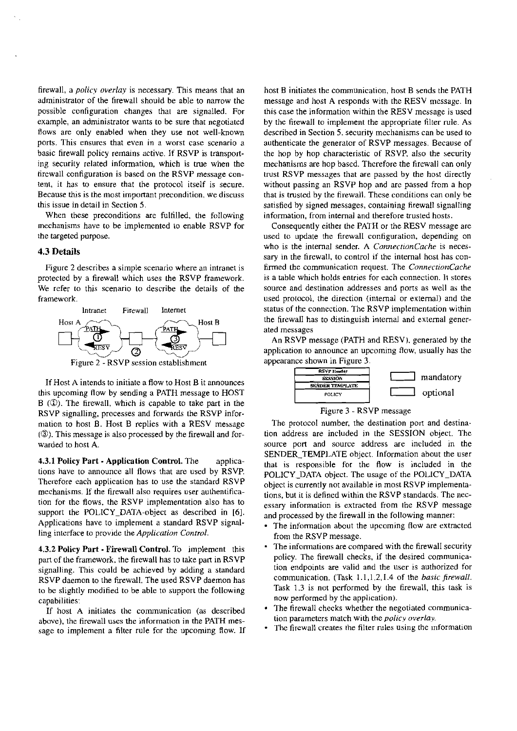firewall, a *policy overlay* is necessary. This means that an administrator of the firewall should be able to narrow the possible configuration changes that are signalled. For example, an administrator wants to be sure that negotiated flows are only enabled when they use not well-known ports. This ensures that even in a worst case scenario a basic firewall policy remains active. If RSVP is transporting security related information, which is true when the firewall configuration is based on the RSVP message content, it has to ensure that the protocol itself is secure. Because this is the most important precondition, we discuss this issue in detail in Section 5.

When these preconditions are fulfilled, the following mechanisms have to be implemented to enable RSVP for the targeted purpose.

### 4.3 Details

Figure 2 describes a simple scenario where an intranet is protected by a firewall which uses the RSVP framework. We refer to this scenario to describe the details of the framework.

Intranet Firewall Internet

Host A PATH ① RESV ② PATH ③ RESV Host B

Figure 2 - RSVP session establishment

If Host A intends to initiate a flow to Host B it announces this upcoming flow by sending a PATH message to HOST B (①). The firewall, which is capable to take part in the RSVP signalling, processes and forwards the RSVP information to host B. Host B replies with a RESV message (③). This message is also processed by the firewall and forwarded to host A.

**4.3.1 Policy Part - Application Control.** The applications have to announce all flows that are used by RSVP. Therefore each application has to use the standard RSVP mechanisms. If the firewall also requires user authentification for the flows, the RSVP implementation also has to support the POLICY_DATA-object as described in [6]. Applications have to implement a standard RSVP signalling interface to provide the *Application Control*.

**4.3.2 Policy Part - Firewall Control.** To implement this part of the framework, the firewall has to take part in RSVP signalling. This could be achieved by adding a standard RSVP daemon to the firewall. The used RSVP daemon has to be slightly modified to be able to support the following capabilities:

If host A initiates the communication (as described above), the firewall uses the information in the PATH message to implement a filter rule for the upcoming flow. If host B initiates the communication, host B sends the PATH message and host A responds with the RESV message. In this case the information within the RESV message is used by the firewall to implement the appropriate filter rule. As described in Section 5, security mechanisms can be used to authenticate the generator of RSVP messages. Because of the hop by hop characteristic of RSVP, also the security mechanisms are hop based. Therefore the firewall can only trust RSVP messages that are passed by the host directly without passing an RSVP hop and are passed from a hop that is trusted by the firewall. These conditions can only be satisfied by signed messages, containing firewall signalling information, from internal and therefore trusted hosts.

Consequently either the PATH or the RESV message are used to update the firewall configuration, depending on who is the internal sender. A *ConnectionCache* is necessary in the firewall, to control if the internal host has confirmed the communication request. The *ConnectionCache* is a table which holds entries for each connection. It stores source and destination addresses and ports as well as the used protocol, the direction (internal or external) and the status of the connection. The RSVP implementation within the firewall has to distinguish internal and external generated messages

An RSVP message (PATH and RESV), generated by the application to announce an upcoming flow, usually has the appearance shown in Figure 3.

| RSVP Header |
|---|
| SESSION |
| SENDER TEMPLATE |
| POLICY |

mandatory

optional

Figure 3 - RSVP message

The protocol number, the destination port and destination address are included in the SESSION object. The source port and source address are included in the SENDER_TEMPLATE object. Information about the user that is responsible for the flow is included in the POLICY_DATA object. The usage of the POLICY_DATA object is currently not available in most RSVP implementations, but it is defined within the RSVP standards. The necessary information is extracted from the RSVP message and processed by the firewall in the following manner:

- The information about the upcoming flow are extracted from the RSVP message.
- The informations are compared with the firewall security policy. The firewall checks, if the desired communication endpoints are valid and the user is authorized for communication. (Task 1.1,1.2,1.4 of the *basic firewall*. Task 1.3 is not performed by the firewall, this task is now performed by the application).
- The firewall checks whether the negotiated communication parameters match with the *policy overlay*.
- The firewall creates the filter rules using the information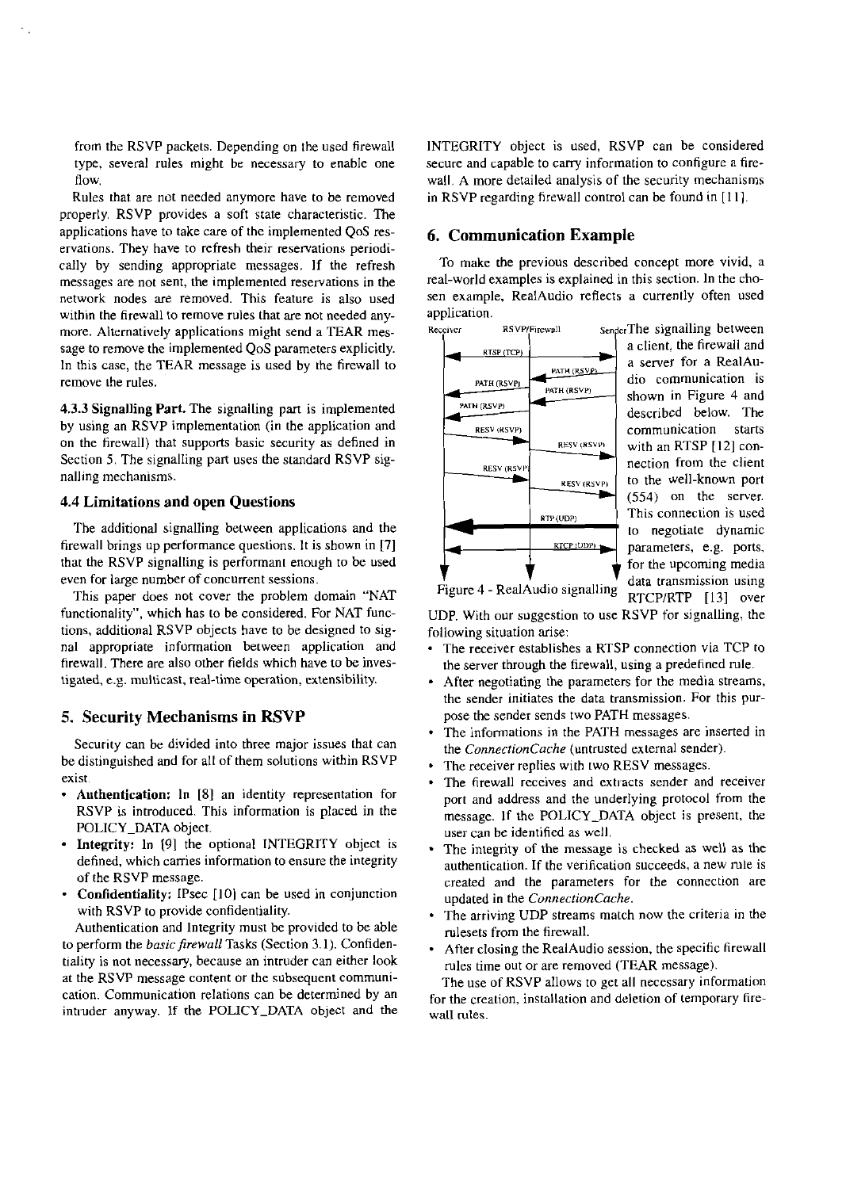from the RSVP packets. Depending on the used firewall type, several rules might be necessary to enable one flow.

Rules that are not needed anymore have to be removed properly. RSVP provides a soft state characteristic. The applications have to take care of the implemented QoS reservations. They have to refresh their reservations periodically by sending appropriate messages. If the refresh messages are not sent, the implemented reservations in the network nodes are removed. This feature is also used within the firewall to remove rules that are not needed anymore. Alternatively applications might send a TEAR message to remove the implemented QoS parameters explicitly. In this case, the TEAR message is used by the firewall to remove the rules.

**4.3.3 Signalling Part.** The signalling part is implemented by using an RSVP implementation (in the application and on the firewall) that supports basic security as defined in Section 5. The signalling part uses the standard RSVP signalling mechanisms.

### 4.4 Limitations and open Questions

The additional signalling between applications and the firewall brings up performance questions. It is shown in [7] that the RSVP signalling is performant enough to be used even for large number of concurrent sessions.

This paper does not cover the problem domain "NAT functionality", which has to be considered. For NAT functions, additional RSVP objects have to be designed to signal appropriate information between application and firewall. There are also other fields which have to be investigated, e.g. multicast, real-time operation, extensibility.

## 5. Security Mechanisms in RSVP

Security can be divided into three major issues that can be distinguished and for all of them solutions within RSVP exist.

- **Authentication:** In [8] an identity representation for RSVP is introduced. This information is placed in the POLICY_DATA object.
- **Integrity:** In [9] the optional INTEGRITY object is defined, which carries information to ensure the integrity of the RSVP message.
- **Confidentiality:** IPsec [10] can be used in conjunction with RSVP to provide confidentiality.

Authentication and Integrity must be provided to be able to perform the *basic firewall* Tasks (Section 3.1). Confidentiality is not necessary, because an intruder can either look at the RSVP message content or the subsequent communication. Communication relations can be determined by an intruder anyway. If the POLICY_DATA object and the INTEGRITY object is used, RSVP can be considered secure and capable to carry information to configure a firewall. A more detailed analysis of the security mechanisms in RSVP regarding firewall control can be found in [11].

## 6. Communication Example

To make the previous described concept more vivid, a real-world examples is explained in this section. In the chosen example, RealAudio reflects a currently often used application.

Figure 4 - RealAudio signalling

The signalling between a client, the firewall and a server for a RealAudio communication is shown in Figure 4 and described below. The communication starts with an RTSP [12] connection from the client to the well-known port (554) on the server. This connection is used to negotiate dynamic parameters, e.g. ports, for the upcoming media data transmission using RTCP/RTP [13] over UDP. With our suggestion to use RSVP for signalling, the following situation arise:

- The receiver establishes a RTSP connection via TCP to the server through the firewall, using a predefined rule.
- After negotiating the parameters for the media streams, the sender initiates the data transmission. For this purpose the sender sends two PATH messages.
- The informations in the PATH messages are inserted in the *ConnectionCache* (untrusted external sender).
- The receiver replies with two RESV messages.
- The firewall receives and extracts sender and receiver port and address and the underlying protocol from the message. If the POLICY_DATA object is present, the user can be identified as well.
- The integrity of the message is checked as well as the authentication. If the verification succeeds, a new rule is created and the parameters for the connection are updated in the *ConnectionCache*.
- The arriving UDP streams match now the criteria in the rulesets from the firewall.
- After closing the RealAudio session, the specific firewall rules time out or are removed (TEAR message).

The use of RSVP allows to get all necessary information for the creation, installation and deletion of temporary firewall rules.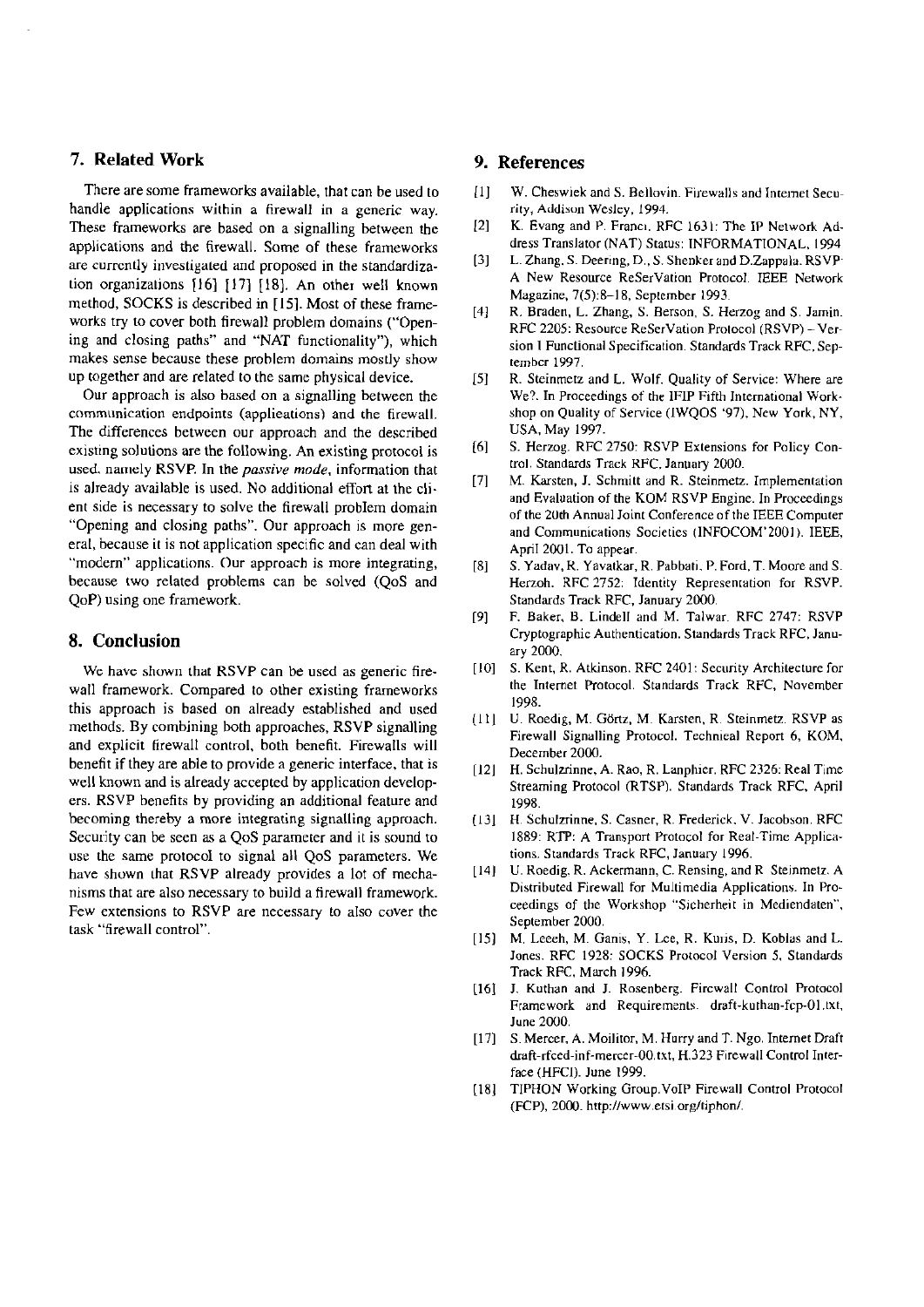## 7. Related Work

There are some frameworks available, that can be used to handle applications within a firewall in a generic way. These frameworks are based on a signalling between the applications and the firewall. Some of these frameworks are currently investigated and proposed in the standardization organizations [16] [17] [18]. An other well known method, SOCKS is described in [15]. Most of these frameworks try to cover both firewall problem domains ("Opening and closing paths" and "NAT functionality"), which makes sense because these problem domains mostly show up together and are related to the same physical device.

Our approach is also based on a signalling between the communication endpoints (applieations) and the firewall. The differences between our approach and the described existing solutions are the following. An existing protocol is used, namely RSVP. In the *passive mode*, information that is already available is used. No additional effort at the client side is necessary to solve the firewall problem domain "Opening and closing paths". Our approach is more general, because it is not application specific and can deal with "modern" applications. Our approach is more integrating, because two related problems can be solved (QoS and QoP) using one framework.

## 8. Conclusion

We have shown that RSVP can be used as generic firewall framework. Compared to other existing frameworks this approach is based on already established and used methods. By combining both approaches, RSVP signalling and explicit firewall control, both benefit. Firewalls will benefit if they are able to provide a generic interface, that is well known and is already accepted by application developers. RSVP benefits by providing an additional feature and becoming thereby a more integrating signalling approach. Security can be seen as a QoS parameter and it is sound to use the same protocol to signal all QoS parameters. We have shown that RSVP already provides a lot of mechanisms that are also necessary to build a firewall framework. Few extensions to RSVP are necessary to also cover the task "firewall control".

## 9. References

[1] W. Cheswiek and S. Bellovin. Firewalls and Internet Security, Addison Wesley, 1994.

[2] K. Evang and P. Franci. RFC 1631: The IP Network Address Translator (NAT) Status: INFORMATIONAL, 1994

[3] L. Zhang, S. Deering, D., S. Shenker and D.Zappala. RSVP-A New Resource ReSerVation Protocol. IEEE Network Magazine, 7(5):8–18, September 1993.

[4] R. Braden, L. Zhang, S. Berson, S. Herzog and S. Jamin. RFC 2205: Resource ReSerVation Protocol (RSVP) – Version 1 Functional Specification. Standards Track RFC, September 1997.

[5] R. Steinmetz and L. Wolf. Quality of Service: Where are We?. In Proceedings of the IFIP Fifth International Workshop on Quality of Service (IWQOS '97), New York, NY, USA, May 1997.

[6] S. Herzog. RFC 2750: RSVP Extensions for Policy Control. Standards Track RFC, January 2000.

[7] M. Karsten, J. Schmitt and R. Steinmetz. Implementation and Evaluation of the KOM RSVP Engine. In Proceedings of the 20th Annual Joint Conference of the IEEE Computer and Communications Societies (INFOCOM'2001). IEEE, April 2001. To appear.

[8] S. Yadav, R. Yavatkar, R. Pabbati, P. Ford, T. Moore and S. Herzoh. RFC 2752: Identity Representation for RSVP. Standards Track RFC, January 2000.

[9] F. Baker, B. Lindell and M. Talwar. RFC 2747: RSVP Cryptographic Authentication. Standards Track RFC, January 2000.

[10] S. Kent, R. Atkinson. RFC 2401: Security Architecture for the Internet Protocol. Standards Track RFC, November 1998.

[11] U. Roedig, M. Görtz, M. Karsten, R. Steinmetz. RSVP as Firewall Signalling Protocol. Technical Report 6, KOM, December 2000.

[12] H. Schulzrinne, A. Rao, R. Lanphier. RFC 2326: Real Time Streaming Protocol (RTSP). Standards Track RFC, April 1998.

[13] H. Schulzrinne, S. Casner, R. Frederick, V. Jacobson. RFC 1889: RTP: A Transport Protocol for Real-Time Applications. Standards Track RFC, January 1996.

[14] U. Roedig, R. Ackermann, C. Rensing, and R. Steinmetz. A Distributed Firewall for Multimedia Applications. In Proceedings of the Workshop "Sicherheit in Mediendaten", September 2000.

[15] M. Leeeh, M. Ganis, Y. Lee, R. Kuris, D. Koblas and L. Jones. RFC 1928: SOCKS Protocol Version 5, Standards Track RFC, March 1996.

[16] J. Kuthan and J. Rosenberg. Firewall Control Protocol Framework and Requirements. draft-kuthan-fcp-01.txt, June 2000.

[17] S. Mercer, A. Moilitor, M. Hurry and T. Ngo. Internet Draft draft-rfced-inf-mercer-00.txt, H.323 Firewall Control Interface (HFCI). June 1999.

[18] TIPHON Working Group.VoIP Firewall Control Protocol (FCP), 2000. http://www.etsi.org/tiphon/.